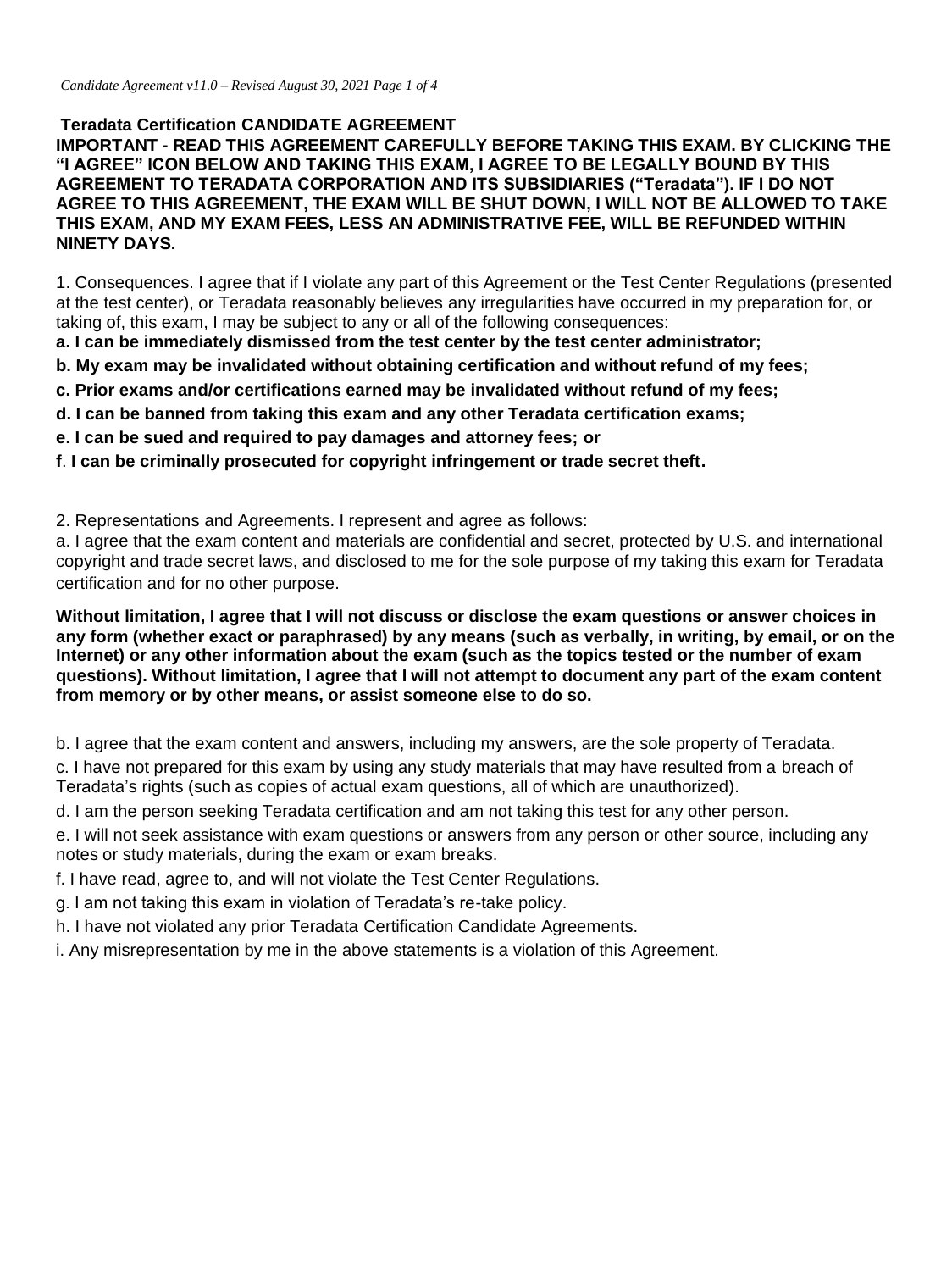## Teradata Certification CANDIDATE AGREEMENT

**IMPORTANT - READ THIS AGREEMENT CAREFULLY BEFORE TAKING THIS EXAM. BY CLICKING THE "I AGREE" ICON BELOW AND TAKING THIS EXAM, I AGREE TO BE LEGALLY BOUND BY THIS AGREEMENT TO TERADATA CORPORATION AND ITS SUBSIDIARIES ("Teradata"). IF I DO NOT AGREE TO THIS AGREEMENT, THE EXAM WILL BE SHUT DOWN, I WILL NOT BE ALLOWED TO TAKE THIS EXAM, AND MY EXAM FEES, LESS AN ADMINISTRATIVE FEE, WILL BE REFUNDED WITHIN NINETY DAYS.**

1. Consequences. I agree that if I violate any part of this Agreement or the Test Center Regulations (presented at the test center), or Teradata reasonably believes any irregularities have occurred in my preparation for, or taking of, this exam, I may be subject to any or all of the following consequences:

**a. I can be immediately dismissed from the test center by the test center administrator;**

**b. My exam may be invalidated without obtaining certification and without refund of my fees;**

**c. Prior exams and/or certifications earned may be invalidated without refund of my fees;**

**d. I can be banned from taking this exam and any other Teradata certification exams;**

**e. I can be sued and required to pay damages and attorney fees; or**

**f. I can be criminally prosecuted for copyright infringement or trade secret theft.**

2. Representations and Agreements. I represent and agree as follows:

a. I agree that the exam content and materials are confidential and secret, protected by U.S. and international copyright and trade secret laws, and disclosed to me for the sole purpose of my taking this exam for Teradata certification and for no other purpose.

**Without limitation, I agree that I will not discuss or disclose the exam questions or answer choices in any form (whether exact or paraphrased) by any means (such as verbally, in writing, by email, or on the Internet) or any other information about the exam (such as the topics tested or the number of exam questions). Without limitation, I agree that I will not attempt to document any part of the exam content from memory or by other means, or assist someone else to do so.**

b. I agree that the exam content and answers, including my answers, are the sole property of Teradata.

c. I have not prepared for this exam by using any study materials that may have resulted from a breach of Teradata's rights (such as copies of actual exam questions, all of which are unauthorized).

d. I am the person seeking Teradata certification and am not taking this test for any other person.

e. I will not seek assistance with exam questions or answers from any person or other source, including any notes or study materials, during the exam or exam breaks.

f. I have read, agree to, and will not violate the Test Center Regulations.

g. I am not taking this exam in violation of Teradata's re-take policy.

h. I have not violated any prior Teradata Certification Candidate Agreements.

i. Any misrepresentation by me in the above statements is a violation of this Agreement.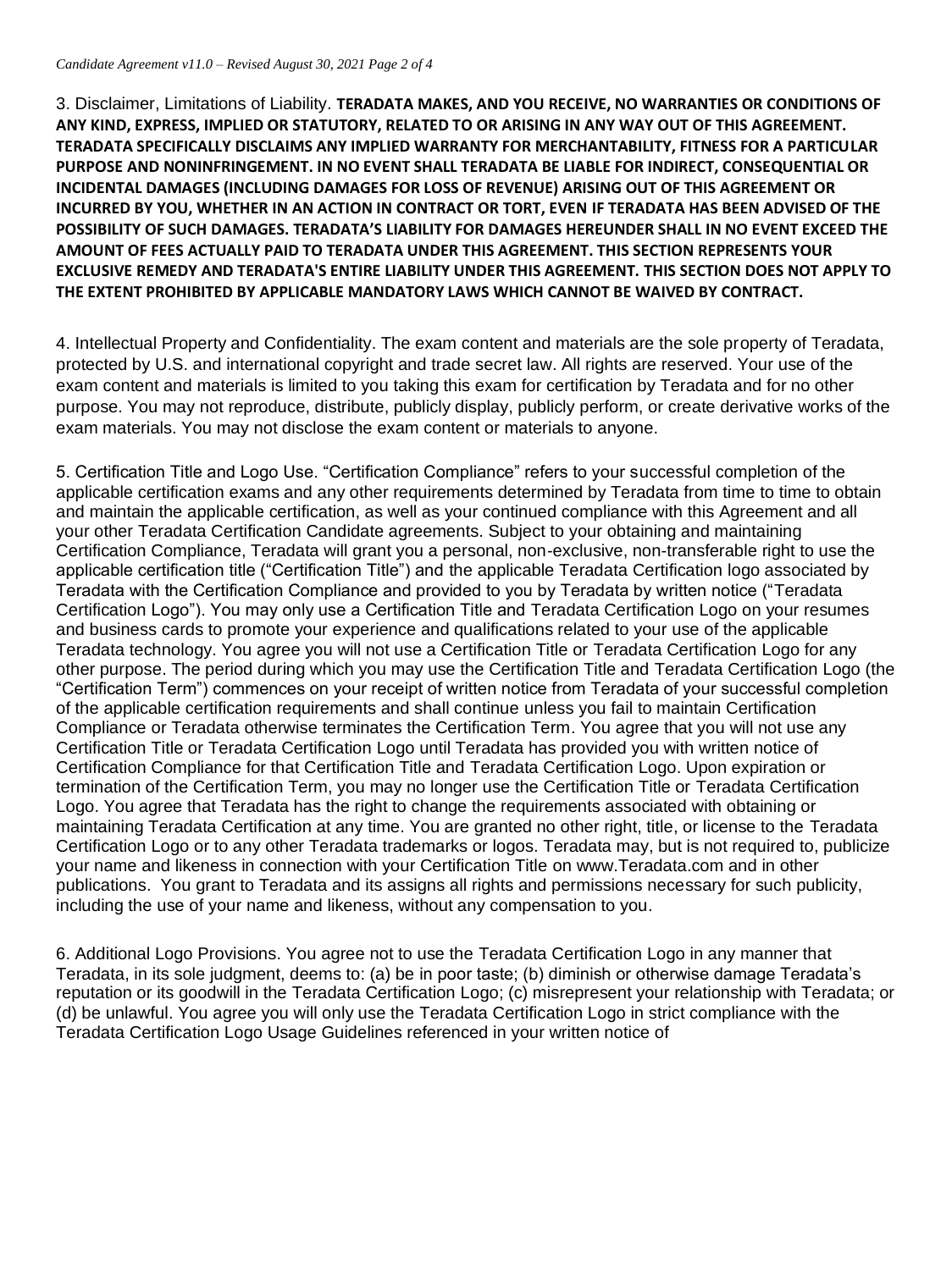3. Disclaimer, Limitations of Liability. **TERADATA MAKES, AND YOU RECEIVE, NO WARRANTIES OR CONDITIONS OF ANY KIND, EXPRESS, IMPLIED OR STATUTORY, RELATED TO OR ARISING IN ANY WAY OUT OF THIS AGREEMENT. TERADATA SPECIFICALLY DISCLAIMS ANY IMPLIED WARRANTY FOR MERCHANTABILITY, FITNESS FOR A PARTICULAR PURPOSE AND NONINFRINGEMENT. IN NO EVENT SHALL TERADATA BE LIABLE FOR INDIRECT, CONSEQUENTIAL OR INCIDENTAL DAMAGES (INCLUDING DAMAGES FOR LOSS OF REVENUE) ARISING OUT OF THIS AGREEMENT OR INCURRED BY YOU, WHETHER IN AN ACTION IN CONTRACT OR TORT, EVEN IF TERADATA HAS BEEN ADVISED OF THE POSSIBILITY OF SUCH DAMAGES. TERADATA'S LIABILITY FOR DAMAGES HEREUNDER SHALL IN NO EVENT EXCEED THE AMOUNT OF FEES ACTUALLY PAID TO TERADATA UNDER THIS AGREEMENT. THIS SECTION REPRESENTS YOUR EXCLUSIVE REMEDY AND TERADATA'S ENTIRE LIABILITY UNDER THIS AGREEMENT. THIS SECTION DOES NOT APPLY TO THE EXTENT PROHIBITED BY APPLICABLE MANDATORY LAWS WHICH CANNOT BE WAIVED BY CONTRACT.**

4. Intellectual Property and Confidentiality. The exam content and materials are the sole property of Teradata, protected by U.S. and international copyright and trade secret law. All rights are reserved. Your use of the exam content and materials is limited to you taking this exam for certification by Teradata and for no other purpose. You may not reproduce, distribute, publicly display, publicly perform, or create derivative works of the exam materials. You may not disclose the exam content or materials to anyone.

5. Certification Title and Logo Use. "Certification Compliance" refers to your successful completion of the applicable certification exams and any other requirements determined by Teradata from time to time to obtain and maintain the applicable certification, as well as your continued compliance with this Agreement and all your other Teradata Certification Candidate agreements. Subject to your obtaining and maintaining Certification Compliance, Teradata will grant you a personal, non-exclusive, non-transferable right to use the applicable certification title ("Certification Title") and the applicable Teradata Certification logo associated by Teradata with the Certification Compliance and provided to you by Teradata by written notice ("Teradata Certification Logo"). You may only use a Certification Title and Teradata Certification Logo on your resumes and business cards to promote your experience and qualifications related to your use of the applicable Teradata technology. You agree you will not use a Certification Title or Teradata Certification Logo for any other purpose. The period during which you may use the Certification Title and Teradata Certification Logo (the "Certification Term") commences on your receipt of written notice from Teradata of your successful completion of the applicable certification requirements and shall continue unless you fail to maintain Certification Compliance or Teradata otherwise terminates the Certification Term. You agree that you will not use any Certification Title or Teradata Certification Logo until Teradata has provided you with written notice of Certification Compliance for that Certification Title and Teradata Certification Logo. Upon expiration or termination of the Certification Term, you may no longer use the Certification Title or Teradata Certification Logo. You agree that Teradata has the right to change the requirements associated with obtaining or maintaining Teradata Certification at any time. You are granted no other right, title, or license to the Teradata Certification Logo or to any other Teradata trademarks or logos. Teradata may, but is not required to, publicize your name and likeness in connection with your Certification Title on www.Teradata.com and in other publications. You grant to Teradata and its assigns all rights and permissions necessary for such publicity, including the use of your name and likeness, without any compensation to you.

6. Additional Logo Provisions. You agree not to use the Teradata Certification Logo in any manner that Teradata, in its sole judgment, deems to: (a) be in poor taste; (b) diminish or otherwise damage Teradata's reputation or its goodwill in the Teradata Certification Logo; (c) misrepresent your relationship with Teradata; or (d) be unlawful. You agree you will only use the Teradata Certification Logo in strict compliance with the Teradata Certification Logo Usage Guidelines referenced in your written notice of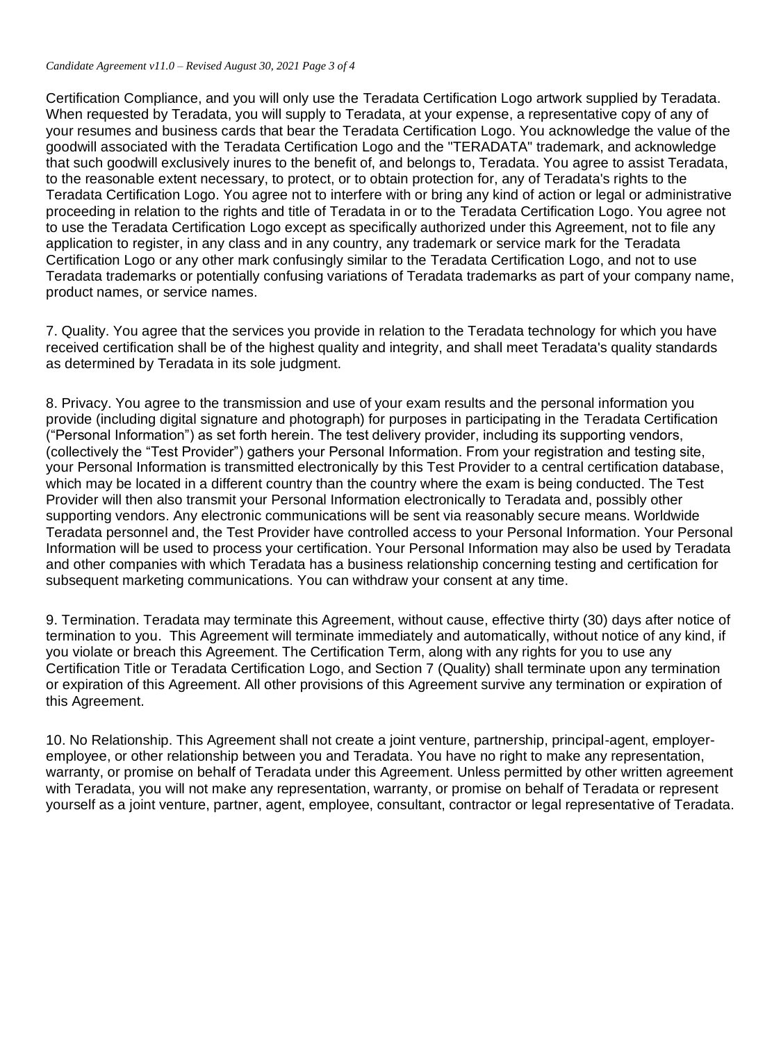Certification Compliance, and you will only use the Teradata Certification Logo artwork supplied by Teradata. When requested by Teradata, you will supply to Teradata, at your expense, a representative copy of any of your resumes and business cards that bear the Teradata Certification Logo. You acknowledge the value of the goodwill associated with the Teradata Certification Logo and the "TERADATA" trademark, and acknowledge that such goodwill exclusively inures to the benefit of, and belongs to, Teradata. You agree to assist Teradata, to the reasonable extent necessary, to protect, or to obtain protection for, any of Teradata's rights to the Teradata Certification Logo. You agree not to interfere with or bring any kind of action or legal or administrative proceeding in relation to the rights and title of Teradata in or to the Teradata Certification Logo. You agree not to use the Teradata Certification Logo except as specifically authorized under this Agreement, not to file any application to register, in any class and in any country, any trademark or service mark for the Teradata Certification Logo or any other mark confusingly similar to the Teradata Certification Logo, and not to use Teradata trademarks or potentially confusing variations of Teradata trademarks as part of your company name, product names, or service names.

7. Quality. You agree that the services you provide in relation to the Teradata technology for which you have received certification shall be of the highest quality and integrity, and shall meet Teradata's quality standards as determined by Teradata in its sole judgment.

8. Privacy. You agree to the transmission and use of your exam results and the personal information you provide (including digital signature and photograph) for purposes in participating in the Teradata Certification ("Personal Information") as set forth herein. The test delivery provider, including its supporting vendors, (collectively the "Test Provider") gathers your Personal Information. From your registration and testing site, your Personal Information is transmitted electronically by this Test Provider to a central certification database, which may be located in a different country than the country where the exam is being conducted. The Test Provider will then also transmit your Personal Information electronically to Teradata and, possibly other supporting vendors. Any electronic communications will be sent via reasonably secure means. Worldwide Teradata personnel and, the Test Provider have controlled access to your Personal Information. Your Personal Information will be used to process your certification. Your Personal Information may also be used by Teradata and other companies with which Teradata has a business relationship concerning testing and certification for subsequent marketing communications. You can withdraw your consent at any time.

9. Termination. Teradata may terminate this Agreement, without cause, effective thirty (30) days after notice of termination to you. This Agreement will terminate immediately and automatically, without notice of any kind, if you violate or breach this Agreement. The Certification Term, along with any rights for you to use any Certification Title or Teradata Certification Logo, and Section 7 (Quality) shall terminate upon any termination or expiration of this Agreement. All other provisions of this Agreement survive any termination or expiration of this Agreement.

10. No Relationship. This Agreement shall not create a joint venture, partnership, principal-agent, employer-employee, or other relationship between you and Teradata. You have no right to make any representation, warranty, or promise on behalf of Teradata under this Agreement. Unless permitted by other written agreement with Teradata, you will not make any representation, warranty, or promise on behalf of Teradata or represent yourself as a joint venture, partner, agent, employee, consultant, contractor or legal representative of Teradata.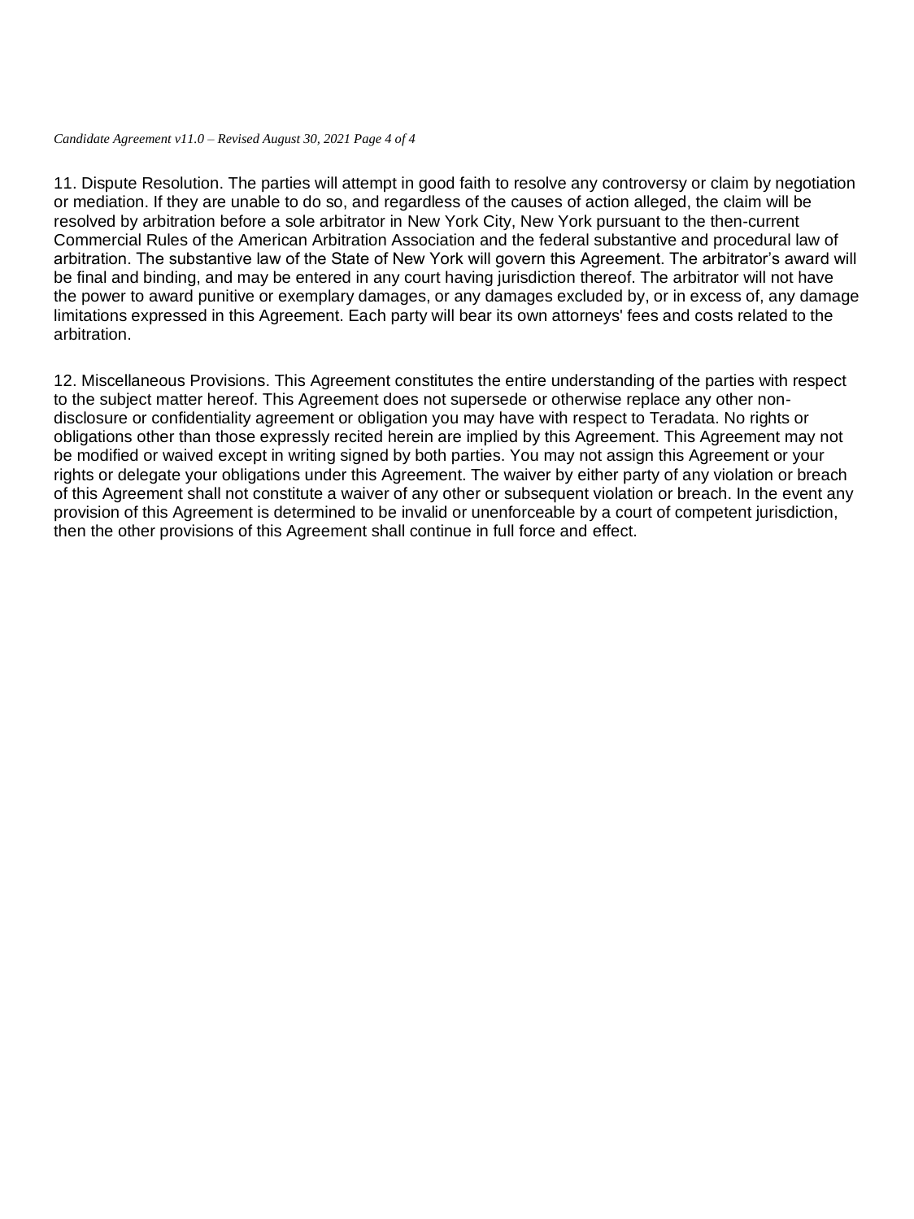11. Dispute Resolution. The parties will attempt in good faith to resolve any controversy or claim by negotiation or mediation. If they are unable to do so, and regardless of the causes of action alleged, the claim will be resolved by arbitration before a sole arbitrator in New York City, New York pursuant to the then-current Commercial Rules of the American Arbitration Association and the federal substantive and procedural law of arbitration. The substantive law of the State of New York will govern this Agreement. The arbitrator's award will be final and binding, and may be entered in any court having jurisdiction thereof. The arbitrator will not have the power to award punitive or exemplary damages, or any damages excluded by, or in excess of, any damage limitations expressed in this Agreement. Each party will bear its own attorneys' fees and costs related to the arbitration.

12. Miscellaneous Provisions. This Agreement constitutes the entire understanding of the parties with respect to the subject matter hereof. This Agreement does not supersede or otherwise replace any other non-disclosure or confidentiality agreement or obligation you may have with respect to Teradata. No rights or obligations other than those expressly recited herein are implied by this Agreement. This Agreement may not be modified or waived except in writing signed by both parties. You may not assign this Agreement or your rights or delegate your obligations under this Agreement. The waiver by either party of any violation or breach of this Agreement shall not constitute a waiver of any other or subsequent violation or breach. In the event any provision of this Agreement is determined to be invalid or unenforceable by a court of competent jurisdiction, then the other provisions of this Agreement shall continue in full force and effect.